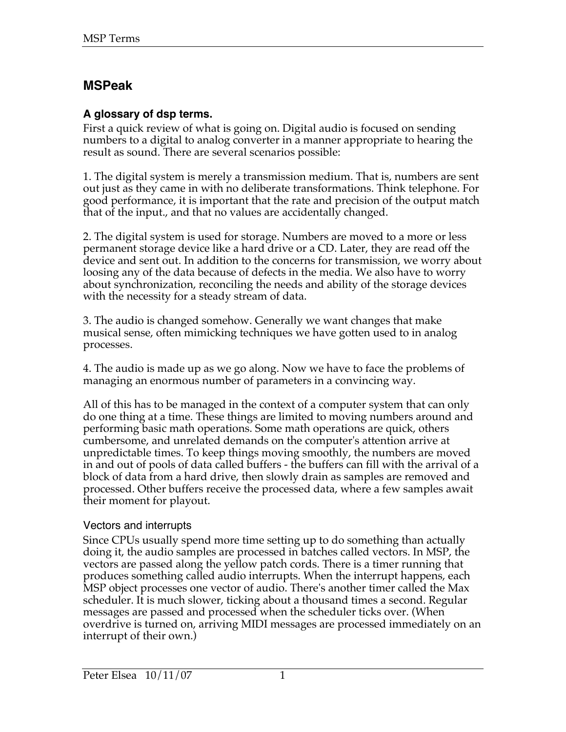# MSPeak

## A glossary of dsp terms.

First a quick review of what is going on. Digital audio is focused on sending numbers to a digital to analog converter in a manner appropriate to hearing the result as sound. There are several scenarios possible:

1. The digital system is merely a transmission medium. That is, numbers are sent out just as they came in with no deliberate transformations. Think telephone. For good performance, it is important that the rate and precision of the output match that of the input., and that no values are accidentally changed.

2. The digital system is used for storage. Numbers are moved to a more or less permanent storage device like a hard drive or a CD. Later, they are read off the device and sent out. In addition to the concerns for transmission, we worry about loosing any of the data because of defects in the media. We also have to worry about synchronization, reconciling the needs and ability of the storage devices with the necessity for a steady stream of data.

3. The audio is changed somehow. Generally we want changes that make musical sense, often mimicking techniques we have gotten used to in analog processes.

4. The audio is made up as we go along. Now we have to face the problems of managing an enormous number of parameters in a convincing way.

All of this has to be managed in the context of a computer system that can only do one thing at a time. These things are limited to moving numbers around and performing basic math operations. Some math operations are quick, others cumbersome, and unrelated demands on the computer's attention arrive at unpredictable times. To keep things moving smoothly, the numbers are moved in and out of pools of data called buffers - the buffers can fill with the arrival of a block of data from a hard drive, then slowly drain as samples are removed and processed. Other buffers receive the processed data, where a few samples await their moment for playout.

### Vectors and interrupts

Since CPUs usually spend more time setting up to do something than actually doing it, the audio samples are processed in batches called vectors. In MSP, the vectors are passed along the yellow patch cords. There is a timer running that produces something called audio interrupts. When the interrupt happens, each MSP object processes one vector of audio. There's another timer called the Max scheduler. It is much slower, ticking about a thousand times a second. Regular messages are passed and processed when the scheduler ticks over. (When overdrive is turned on, arriving MIDI messages are processed immediately on an interrupt of their own.)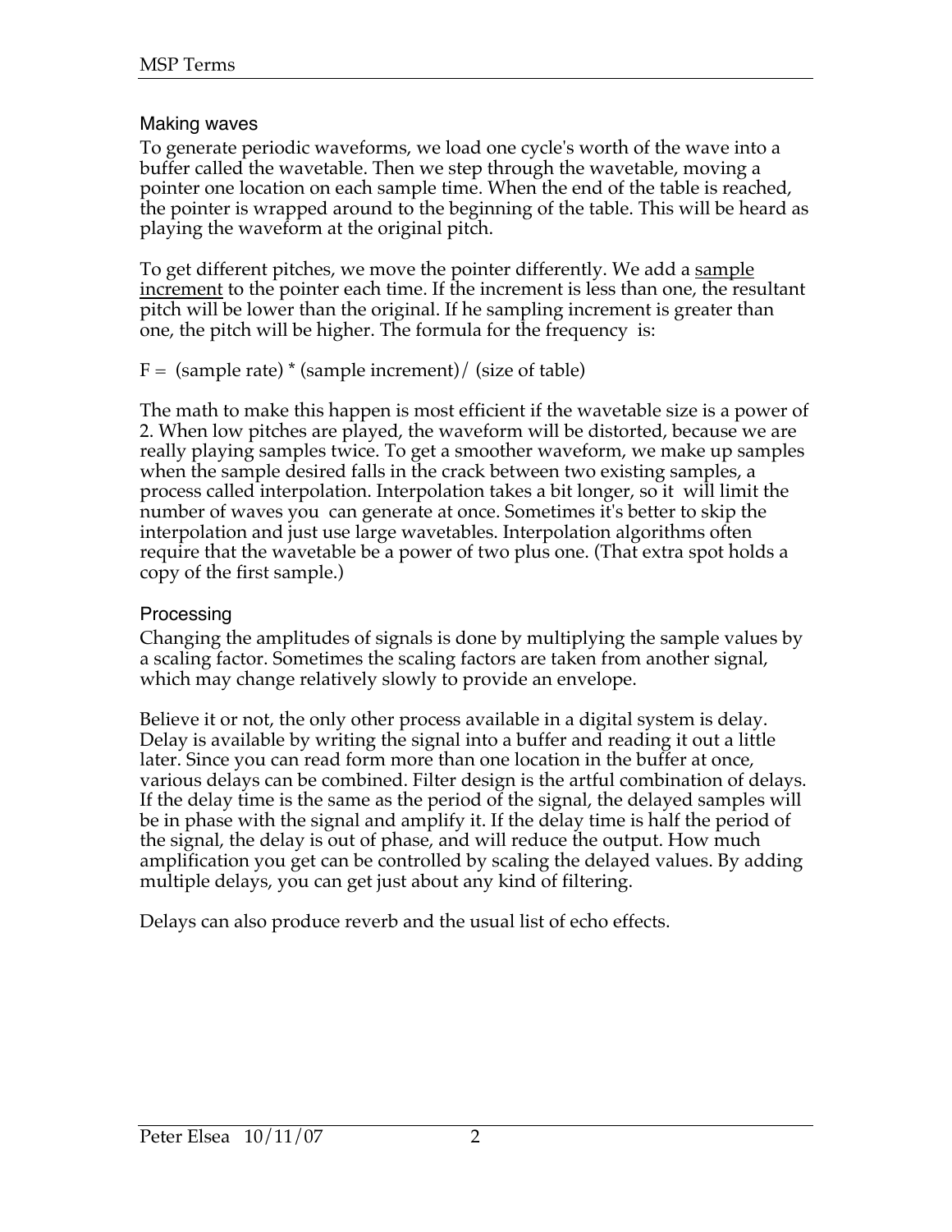## Making waves

To generate periodic waveforms, we load one cycle's worth of the wave into a buffer called the wavetable. Then we step through the wavetable, moving a pointer one location on each sample time. When the end of the table is reached, the pointer is wrapped around to the beginning of the table. This will be heard as playing the waveform at the original pitch.

To get different pitches, we move the pointer differently. We add a <u>sample increment</u> to the pointer each time. If the increment is less than one, the resultant pitch will be lower than the original. If he sampling increment is greater than one, the pitch will be higher. The formula for the frequency is:

F = (sample rate) * (sample increment)/ (size of table)

The math to make this happen is most efficient if the wavetable size is a power of 2. When low pitches are played, the waveform will be distorted, because we are really playing samples twice. To get a smoother waveform, we make up samples when the sample desired falls in the crack between two existing samples, a process called interpolation. Interpolation takes a bit longer, so it will limit the number of waves you can generate at once. Sometimes it's better to skip the interpolation and just use large wavetables. Interpolation algorithms often require that the wavetable be a power of two plus one. (That extra spot holds a copy of the first sample.)

## Processing

Changing the amplitudes of signals is done by multiplying the sample values by a scaling factor. Sometimes the scaling factors are taken from another signal, which may change relatively slowly to provide an envelope.

Believe it or not, the only other process available in a digital system is delay. Delay is available by writing the signal into a buffer and reading it out a little later. Since you can read form more than one location in the buffer at once, various delays can be combined. Filter design is the artful combination of delays. If the delay time is the same as the period of the signal, the delayed samples will be in phase with the signal and amplify it. If the delay time is half the period of the signal, the delay is out of phase, and will reduce the output. How much amplification you get can be controlled by scaling the delayed values. By adding multiple delays, you can get just about any kind of filtering.

Delays can also produce reverb and the usual list of echo effects.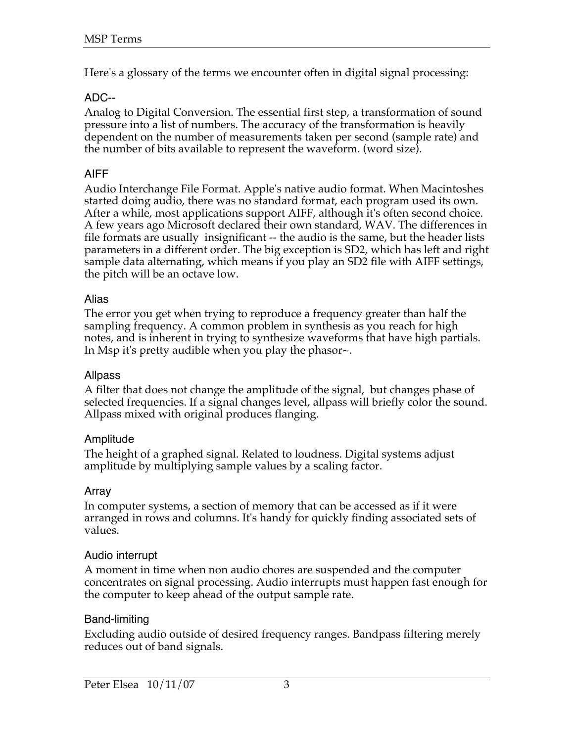Here's a glossary of the terms we encounter often in digital signal processing:

### ADC--

Analog to Digital Conversion. The essential first step, a transformation of sound pressure into a list of numbers. The accuracy of the transformation is heavily dependent on the number of measurements taken per second (sample rate) and the number of bits available to represent the waveform. (word size).

### AIFF

Audio Interchange File Format. Apple's native audio format. When Macintoshes started doing audio, there was no standard format, each program used its own. After a while, most applications support AIFF, although it's often second choice. A few years ago Microsoft declared their own standard, WAV. The differences in file formats are usually insignificant -- the audio is the same, but the header lists parameters in a different order. The big exception is SD2, which has left and right sample data alternating, which means if you play an SD2 file with AIFF settings, the pitch will be an octave low.

### Alias

The error you get when trying to reproduce a frequency greater than half the sampling frequency. A common problem in synthesis as you reach for high notes, and is inherent in trying to synthesize waveforms that have high partials. In Msp it's pretty audible when you play the phasor~.

### Allpass

A filter that does not change the amplitude of the signal, but changes phase of selected frequencies. If a signal changes level, allpass will briefly color the sound. Allpass mixed with original produces flanging.

### Amplitude

The height of a graphed signal. Related to loudness. Digital systems adjust amplitude by multiplying sample values by a scaling factor.

### Array

In computer systems, a section of memory that can be accessed as if it were arranged in rows and columns. It's handy for quickly finding associated sets of values.

### Audio interrupt

A moment in time when non audio chores are suspended and the computer concentrates on signal processing. Audio interrupts must happen fast enough for the computer to keep ahead of the output sample rate.

### Band-limiting

Excluding audio outside of desired frequency ranges. Bandpass filtering merely reduces out of band signals.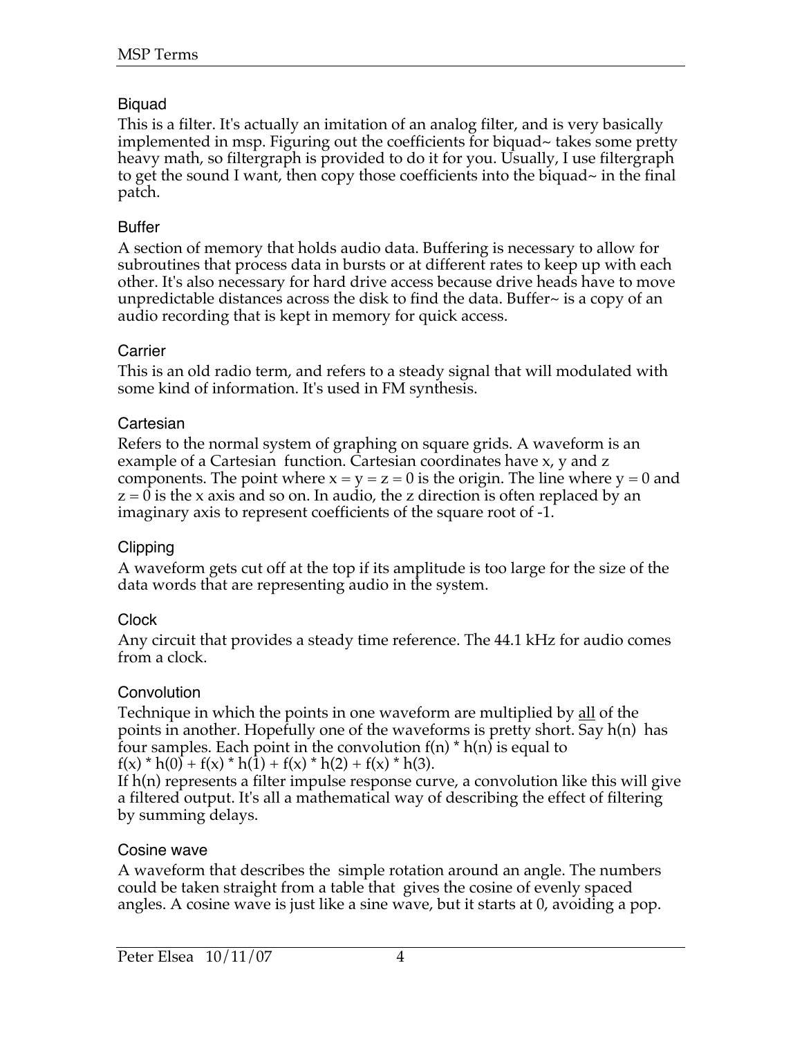### Biquad

This is a filter. It's actually an imitation of an analog filter, and is very basically implemented in msp. Figuring out the coefficients for biquad~ takes some pretty heavy math, so filtergraph is provided to do it for you. Usually, I use filtergraph to get the sound I want, then copy those coefficients into the biquad~ in the final patch.

### Buffer

A section of memory that holds audio data. Buffering is necessary to allow for subroutines that process data in bursts or at different rates to keep up with each other. It's also necessary for hard drive access because drive heads have to move unpredictable distances across the disk to find the data. Buffer~ is a copy of an audio recording that is kept in memory for quick access.

### Carrier

This is an old radio term, and refers to a steady signal that will modulated with some kind of information. It's used in FM synthesis.

### Cartesian

Refers to the normal system of graphing on square grids. A waveform is an example of a Cartesian function. Cartesian coordinates have x, y and z components. The point where $x = y = z = 0$ is the origin. The line where $y = 0$ and $z = 0$ is the x axis and so on. In audio, the z direction is often replaced by an imaginary axis to represent coefficients of the square root of -1.

### Clipping

A waveform gets cut off at the top if its amplitude is too large for the size of the data words that are representing audio in the system.

### Clock

Any circuit that provides a steady time reference. The 44.1 kHz for audio comes from a clock.

### Convolution

Technique in which the points in one waveform are multiplied by <u>all</u> of the points in another. Hopefully one of the waveforms is pretty short. Say $h(n)$ has four samples. Each point in the convolution $f(n) * h(n)$ is equal to
$f(x) * h(0) + f(x) * h(1) + f(x) * h(2) + f(x) * h(3)$.
If $h(n)$ represents a filter impulse response curve, a convolution like this will give a filtered output. It's all a mathematical way of describing the effect of filtering by summing delays.

### Cosine wave

A waveform that describes the simple rotation around an angle. The numbers could be taken straight from a table that gives the cosine of evenly spaced angles. A cosine wave is just like a sine wave, but it starts at 0, avoiding a pop.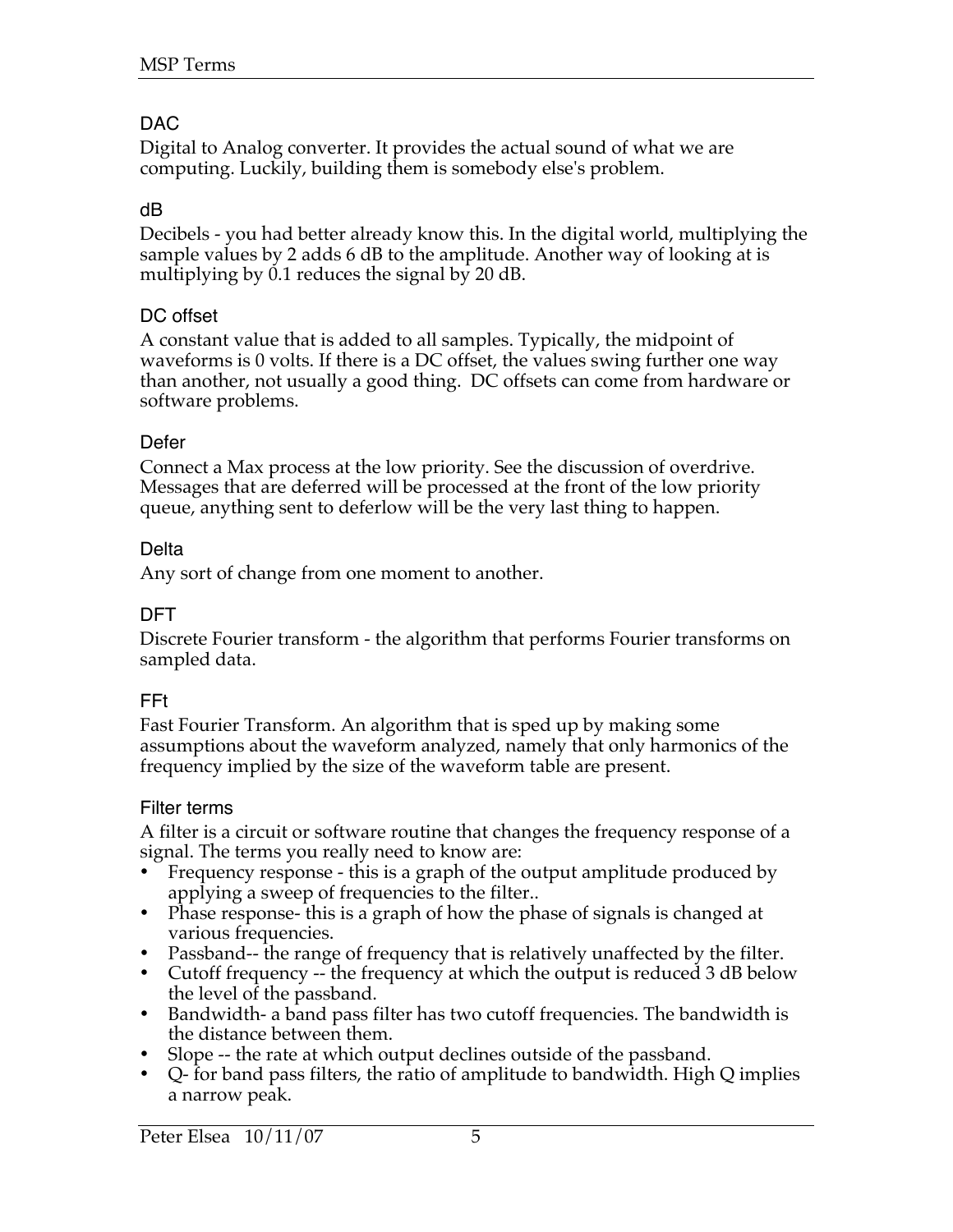### DAC

Digital to Analog converter. It provides the actual sound of what we are computing. Luckily, building them is somebody else's problem.

### dB

Decibels - you had better already know this. In the digital world, multiplying the sample values by 2 adds 6 dB to the amplitude. Another way of looking at is multiplying by 0.1 reduces the signal by 20 dB.

### DC offset

A constant value that is added to all samples. Typically, the midpoint of waveforms is 0 volts. If there is a DC offset, the values swing further one way than another, not usually a good thing. DC offsets can come from hardware or software problems.

### Defer

Connect a Max process at the low priority. See the discussion of overdrive. Messages that are deferred will be processed at the front of the low priority queue, anything sent to deferlow will be the very last thing to happen.

### Delta

Any sort of change from one moment to another.

### DFT

Discrete Fourier transform - the algorithm that performs Fourier transforms on sampled data.

### FFt

Fast Fourier Transform. An algorithm that is sped up by making some assumptions about the waveform analyzed, namely that only harmonics of the frequency implied by the size of the waveform table are present.

### Filter terms

A filter is a circuit or software routine that changes the frequency response of a signal. The terms you really need to know are:

- Frequency response - this is a graph of the output amplitude produced by applying a sweep of frequencies to the filter..
- Phase response- this is a graph of how the phase of signals is changed at various frequencies.
- Passband-- the range of frequency that is relatively unaffected by the filter.
- Cutoff frequency -- the frequency at which the output is reduced 3 dB below the level of the passband.
- Bandwidth- a band pass filter has two cutoff frequencies. The bandwidth is the distance between them.
- Slope -- the rate at which output declines outside of the passband.
- Q- for band pass filters, the ratio of amplitude to bandwidth. High Q implies a narrow peak.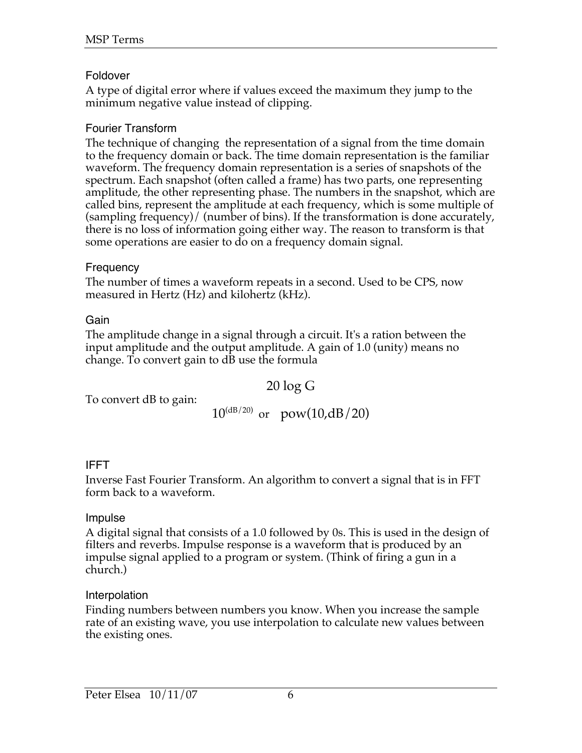### Foldover

A type of digital error where if values exceed the maximum they jump to the minimum negative value instead of clipping.

### Fourier Transform

The technique of changing the representation of a signal from the time domain to the frequency domain or back. The time domain representation is the familiar waveform. The frequency domain representation is a series of snapshots of the spectrum. Each snapshot (often called a frame) has two parts, one representing amplitude, the other representing phase. The numbers in the snapshot, which are called bins, represent the amplitude at each frequency, which is some multiple of (sampling frequency)/ (number of bins). If the transformation is done accurately, there is no loss of information going either way. The reason to transform is that some operations are easier to do on a frequency domain signal.

### Frequency

The number of times a waveform repeats in a second. Used to be CPS, now measured in Hertz (Hz) and kilohertz (kHz).

### Gain

The amplitude change in a signal through a circuit. It's a ration between the input amplitude and the output amplitude. A gain of 1.0 (unity) means no change. To convert gain to dB use the formula

$$20 \log G$$

To convert dB to gain:

$$10^{(dB/20)} \quad \text{or} \quad \text{pow}(10, dB/20)$$

### IFFT

Inverse Fast Fourier Transform. An algorithm to convert a signal that is in FFT form back to a waveform.

### Impulse

A digital signal that consists of a 1.0 followed by 0s. This is used in the design of filters and reverbs. Impulse response is a waveform that is produced by an impulse signal applied to a program or system. (Think of firing a gun in a church.)

### Interpolation

Finding numbers between numbers you know. When you increase the sample rate of an existing wave, you use interpolation to calculate new values between the existing ones.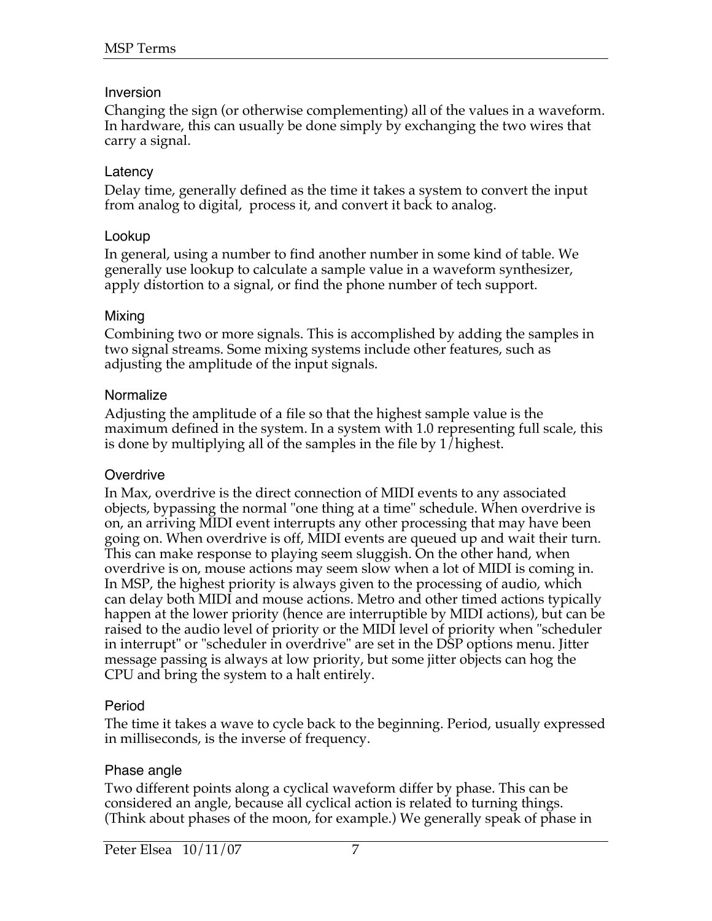### Inversion

Changing the sign (or otherwise complementing) all of the values in a waveform. In hardware, this can usually be done simply by exchanging the two wires that carry a signal.

### Latency

Delay time, generally defined as the time it takes a system to convert the input from analog to digital, process it, and convert it back to analog.

### Lookup

In general, using a number to find another number in some kind of table. We generally use lookup to calculate a sample value in a waveform synthesizer, apply distortion to a signal, or find the phone number of tech support.

### Mixing

Combining two or more signals. This is accomplished by adding the samples in two signal streams. Some mixing systems include other features, such as adjusting the amplitude of the input signals.

### Normalize

Adjusting the amplitude of a file so that the highest sample value is the maximum defined in the system. In a system with 1.0 representing full scale, this is done by multiplying all of the samples in the file by 1/highest.

### Overdrive

In Max, overdrive is the direct connection of MIDI events to any associated objects, bypassing the normal "one thing at a time" schedule. When overdrive is on, an arriving MIDI event interrupts any other processing that may have been going on. When overdrive is off, MIDI events are queued up and wait their turn. This can make response to playing seem sluggish. On the other hand, when overdrive is on, mouse actions may seem slow when a lot of MIDI is coming in. In MSP, the highest priority is always given to the processing of audio, which can delay both MIDI and mouse actions. Metro and other timed actions typically happen at the lower priority (hence are interruptible by MIDI actions), but can be raised to the audio level of priority or the MIDI level of priority when "scheduler in interrupt" or "scheduler in overdrive" are set in the DSP options menu. Jitter message passing is always at low priority, but some jitter objects can hog the CPU and bring the system to a halt entirely.

### Period

The time it takes a wave to cycle back to the beginning. Period, usually expressed in milliseconds, is the inverse of frequency.

### Phase angle

Two different points along a cyclical waveform differ by phase. This can be considered an angle, because all cyclical action is related to turning things. (Think about phases of the moon, for example.) We generally speak of phase in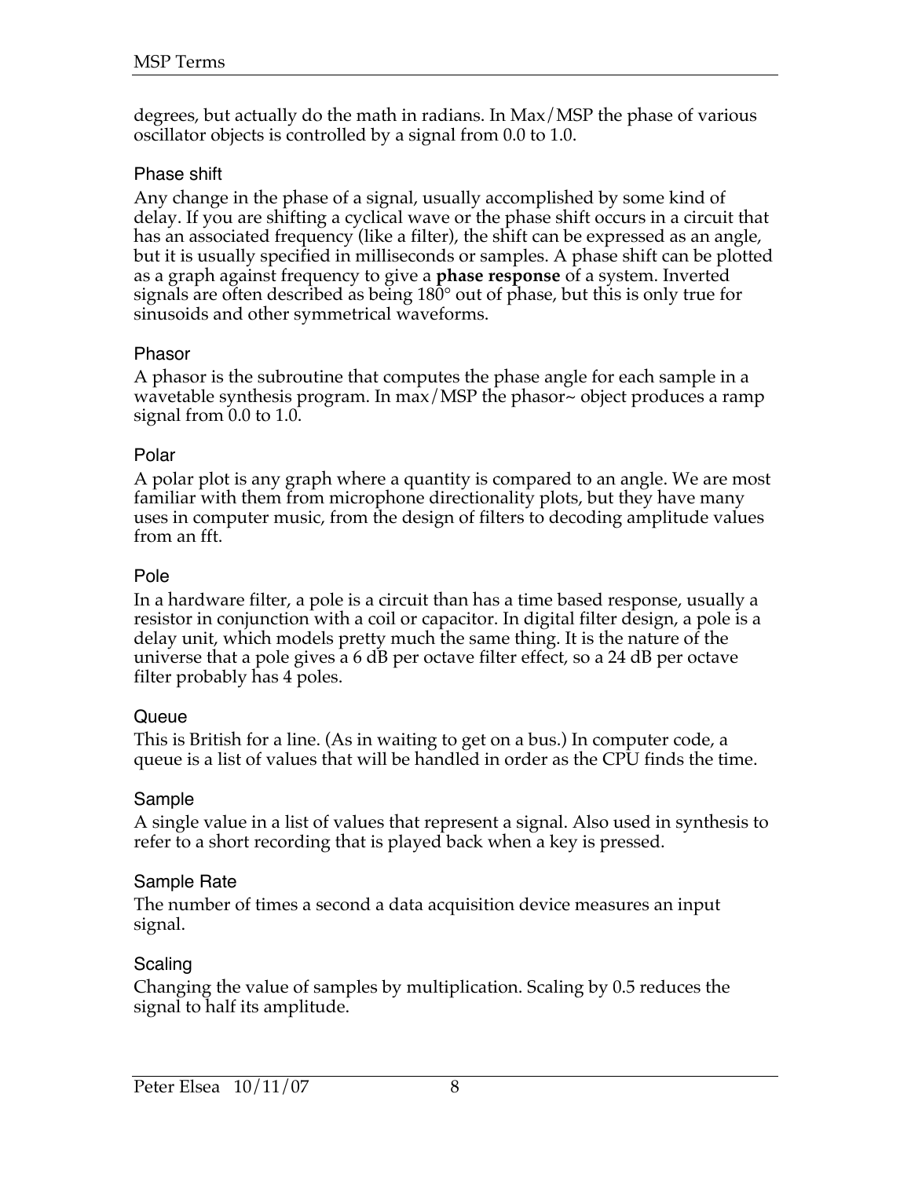degrees, but actually do the math in radians. In Max/MSP the phase of various oscillator objects is controlled by a signal from 0.0 to 1.0.

### Phase shift

Any change in the phase of a signal, usually accomplished by some kind of delay. If you are shifting a cyclical wave or the phase shift occurs in a circuit that has an associated frequency (like a filter), the shift can be expressed as an angle, but it is usually specified in milliseconds or samples. A phase shift can be plotted as a graph against frequency to give a **phase response** of a system. Inverted signals are often described as being 180° out of phase, but this is only true for sinusoids and other symmetrical waveforms.

### Phasor

A phasor is the subroutine that computes the phase angle for each sample in a wavetable synthesis program. In max/MSP the phasor~ object produces a ramp signal from 0.0 to 1.0.

### Polar

A polar plot is any graph where a quantity is compared to an angle. We are most familiar with them from microphone directionality plots, but they have many uses in computer music, from the design of filters to decoding amplitude values from an fft.

### Pole

In a hardware filter, a pole is a circuit than has a time based response, usually a resistor in conjunction with a coil or capacitor. In digital filter design, a pole is a delay unit, which models pretty much the same thing. It is the nature of the universe that a pole gives a 6 dB per octave filter effect, so a 24 dB per octave filter probably has 4 poles.

### Queue

This is British for a line. (As in waiting to get on a bus.) In computer code, a queue is a list of values that will be handled in order as the CPU finds the time.

### Sample

A single value in a list of values that represent a signal. Also used in synthesis to refer to a short recording that is played back when a key is pressed.

### Sample Rate

The number of times a second a data acquisition device measures an input signal.

### Scaling

Changing the value of samples by multiplication. Scaling by 0.5 reduces the signal to half its amplitude.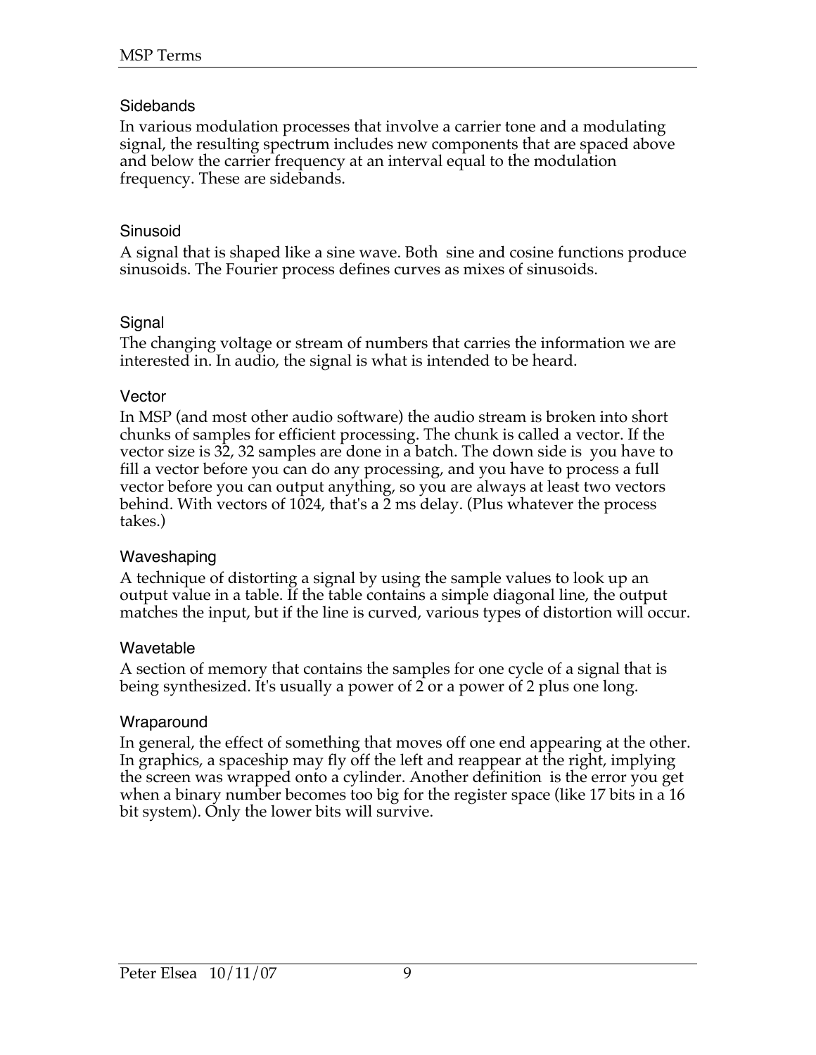### Sidebands

In various modulation processes that involve a carrier tone and a modulating signal, the resulting spectrum includes new components that are spaced above and below the carrier frequency at an interval equal to the modulation frequency. These are sidebands.

### Sinusoid

A signal that is shaped like a sine wave. Both sine and cosine functions produce sinusoids. The Fourier process defines curves as mixes of sinusoids.

### Signal

The changing voltage or stream of numbers that carries the information we are interested in. In audio, the signal is what is intended to be heard.

### Vector

In MSP (and most other audio software) the audio stream is broken into short chunks of samples for efficient processing. The chunk is called a vector. If the vector size is 32, 32 samples are done in a batch. The down side is you have to fill a vector before you can do any processing, and you have to process a full vector before you can output anything, so you are always at least two vectors behind. With vectors of 1024, that's a 2 ms delay. (Plus whatever the process takes.)

### Waveshaping

A technique of distorting a signal by using the sample values to look up an output value in a table. If the table contains a simple diagonal line, the output matches the input, but if the line is curved, various types of distortion will occur.

### Wavetable

A section of memory that contains the samples for one cycle of a signal that is being synthesized. It's usually a power of 2 or a power of 2 plus one long.

### Wraparound

In general, the effect of something that moves off one end appearing at the other. In graphics, a spaceship may fly off the left and reappear at the right, implying the screen was wrapped onto a cylinder. Another definition is the error you get when a binary number becomes too big for the register space (like 17 bits in a 16 bit system). Only the lower bits will survive.